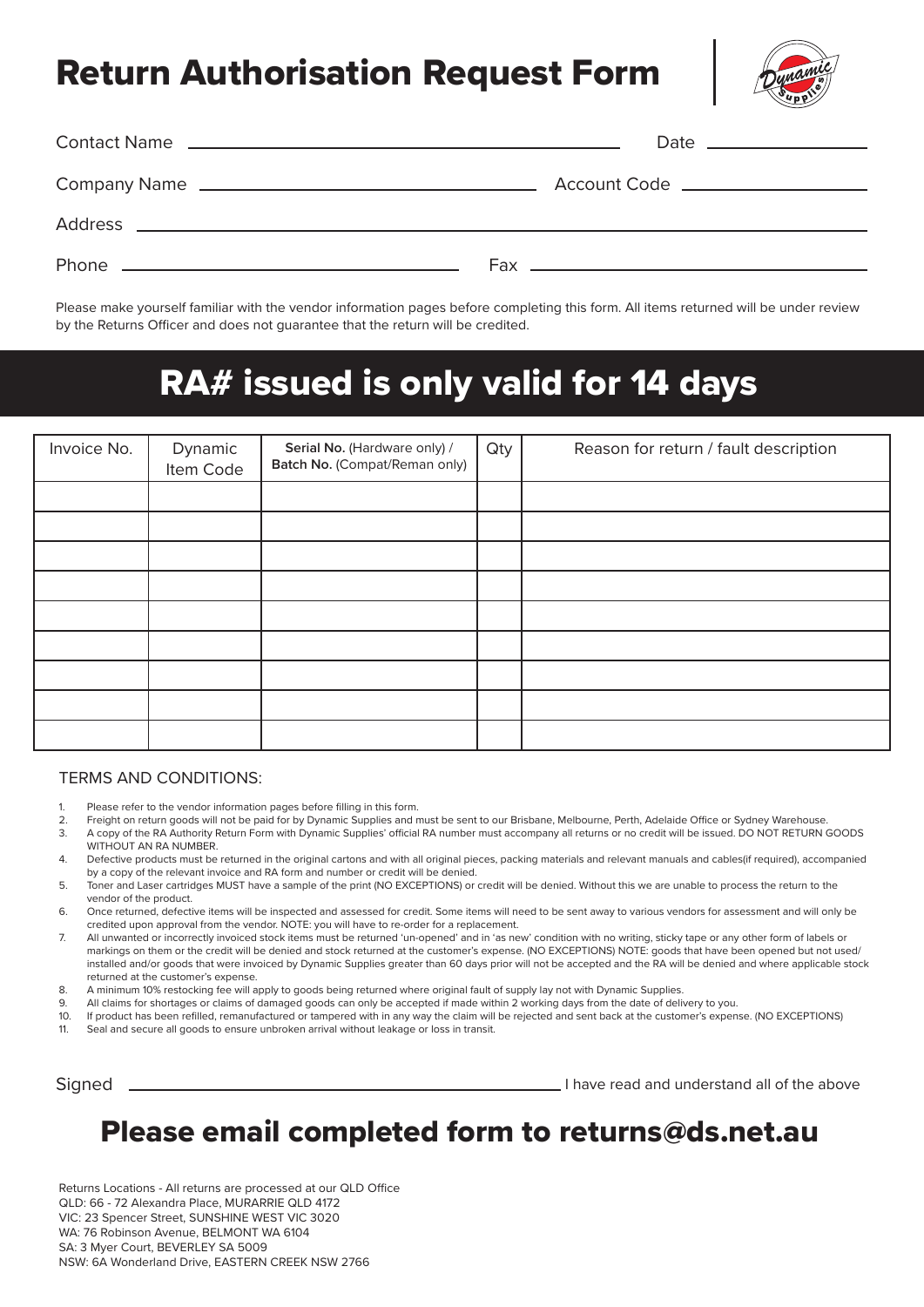# Return Authorisation Request Form

Contact Name \_\_\_\_\_\_\_\_\_\_\_\_\_\_\_\_\_\_\_\_\_\_\_\_\_\_\_\_\_\_\_\_\_\_\_\_\_\_\_\_ Date \_\_\_\_\_\_\_\_\_\_\_\_\_\_\_\_

Company Name \_\_\_\_\_\_\_\_\_\_\_\_\_\_\_\_\_\_\_\_\_\_\_\_\_\_\_\_\_\_\_\_ Account Code \_\_\_\_\_\_\_\_\_\_\_\_\_\_\_\_

Address \_\_\_\_\_\_\_\_\_\_\_\_\_\_\_\_\_\_\_\_\_\_\_\_\_\_\_\_\_\_\_\_\_\_\_\_\_\_\_\_\_\_\_\_\_\_\_\_\_\_\_\_\_\_\_\_\_\_\_\_\_\_

Phone \_\_\_\_\_\_\_\_\_\_\_\_\_\_\_\_\_\_\_\_\_\_\_\_\_\_\_\_\_\_\_\_ Fax \_\_\_\_\_\_\_\_\_\_\_\_\_\_\_\_\_\_\_\_\_\_\_\_\_\_\_\_\_\_\_\_

Please make yourself familiar with the vendor information pages before completing this form. All items returned will be under review by the Returns Officer and does not guarantee that the return will be credited.

## RA# issued is only valid for 14 days

| Invoice No. | Dynamic Item Code | **Serial No.** (Hardware only) / **Batch No.** (Compat/Reman only) | Qty | Reason for return / fault description |
|---|---|---|---|---|
| | | | | |
| | | | | |
| | | | | |
| | | | | |
| | | | | |
| | | | | |
| | | | | |
| | | | | |
| | | | | |

TERMS AND CONDITIONS:

1. Please refer to the vendor information pages before filling in this form.
2. Freight on return goods will not be paid for by Dynamic Supplies and must be sent to our Brisbane, Melbourne, Perth, Adelaide Office or Sydney Warehouse.
3. A copy of the RA Authority Return Form with Dynamic Supplies' official RA number must accompany all returns or no credit will be issued. DO NOT RETURN GOODS WITHOUT AN RA NUMBER.
4. Defective products must be returned in the original cartons and with all original pieces, packing materials and relevant manuals and cables(if required), accompanied by a copy of the relevant invoice and RA form and number or credit will be denied.
5. Toner and Laser cartridges MUST have a sample of the print (NO EXCEPTIONS) or credit will be denied. Without this we are unable to process the return to the vendor of the product.
6. Once returned, defective items will be inspected and assessed for credit. Some items will need to be sent away to various vendors for assessment and will only be credited upon approval from the vendor. NOTE: you will have to re-order for a replacement.
7. All unwanted or incorrectly invoiced stock items must be returned 'un-opened' and in 'as new' condition with no writing, sticky tape or any other form of labels or markings on them or the credit will be denied and stock returned at the customer's expense. (NO EXCEPTIONS) NOTE: goods that have been opened but not used/installed and/or goods that were invoiced by Dynamic Supplies greater than 60 days prior will not be accepted and the RA will be denied and where applicable stock returned at the customer's expense.
8. A minimum 10% restocking fee will apply to goods being returned where original fault of supply lay not with Dynamic Supplies.
9. All claims for shortages or claims of damaged goods can only be accepted if made within 2 working days from the date of delivery to you.
10. If product has been refilled, remanufactured or tampered with in any way the claim will be rejected and sent back at the customer's expense. (NO EXCEPTIONS)
11. Seal and secure all goods to ensure unbroken arrival without leakage or loss in transit.

Signed \_\_\_\_\_\_\_\_\_\_\_\_\_\_\_\_\_\_\_\_\_\_\_\_\_\_\_\_\_\_\_\_\_\_\_\_\_\_\_\_ I have read and understand all of the above

## Please email completed form to returns@ds.net.au

Returns Locations - All returns are processed at our QLD Office
QLD: 66 - 72 Alexandra Place, MURARRIE QLD 4172
VIC: 23 Spencer Street, SUNSHINE WEST VIC 3020
WA: 76 Robinson Avenue, BELMONT WA 6104
SA: 3 Myer Court, BEVERLEY SA 5009
NSW: 6A Wonderland Drive, EASTERN CREEK NSW 2766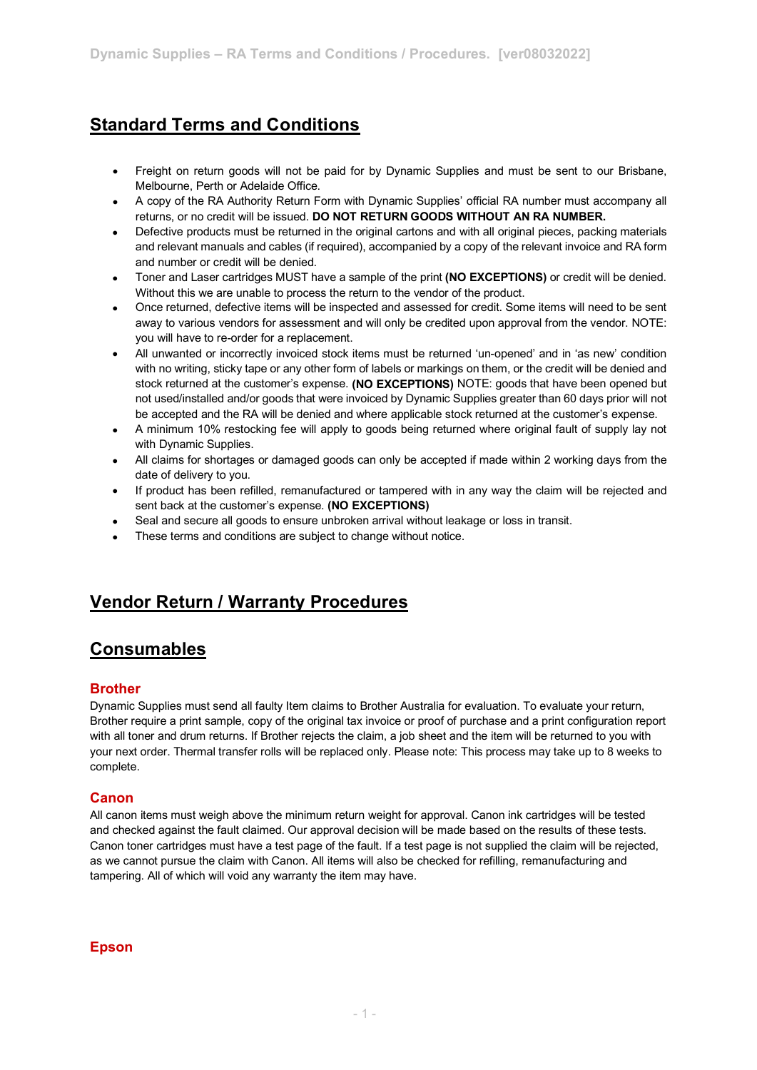## Standard Terms and Conditions

- Freight on return goods will not be paid for by Dynamic Supplies and must be sent to our Brisbane, Melbourne, Perth or Adelaide Office.
- A copy of the RA Authority Return Form with Dynamic Supplies' official RA number must accompany all returns, or no credit will be issued. **DO NOT RETURN GOODS WITHOUT AN RA NUMBER.**
- Defective products must be returned in the original cartons and with all original pieces, packing materials and relevant manuals and cables (if required), accompanied by a copy of the relevant invoice and RA form and number or credit will be denied.
- Toner and Laser cartridges MUST have a sample of the print **(NO EXCEPTIONS)** or credit will be denied. Without this we are unable to process the return to the vendor of the product.
- Once returned, defective items will be inspected and assessed for credit. Some items will need to be sent away to various vendors for assessment and will only be credited upon approval from the vendor. NOTE: you will have to re-order for a replacement.
- All unwanted or incorrectly invoiced stock items must be returned 'un-opened' and in 'as new' condition with no writing, sticky tape or any other form of labels or markings on them, or the credit will be denied and stock returned at the customer's expense. **(NO EXCEPTIONS)** NOTE: goods that have been opened but not used/installed and/or goods that were invoiced by Dynamic Supplies greater than 60 days prior will not be accepted and the RA will be denied and where applicable stock returned at the customer's expense.
- A minimum 10% restocking fee will apply to goods being returned where original fault of supply lay not with Dynamic Supplies.
- All claims for shortages or damaged goods can only be accepted if made within 2 working days from the date of delivery to you.
- If product has been refilled, remanufactured or tampered with in any way the claim will be rejected and sent back at the customer's expense. **(NO EXCEPTIONS)**
- Seal and secure all goods to ensure unbroken arrival without leakage or loss in transit.
- These terms and conditions are subject to change without notice.

## Vendor Return / Warranty Procedures

## Consumables

### Brother

Dynamic Supplies must send all faulty Item claims to Brother Australia for evaluation. To evaluate your return, Brother require a print sample, copy of the original tax invoice or proof of purchase and a print configuration report with all toner and drum returns. If Brother rejects the claim, a job sheet and the item will be returned to you with your next order. Thermal transfer rolls will be replaced only. Please note: This process may take up to 8 weeks to complete.

### Canon

All canon items must weigh above the minimum return weight for approval. Canon ink cartridges will be tested and checked against the fault claimed. Our approval decision will be made based on the results of these tests. Canon toner cartridges must have a test page of the fault. If a test page is not supplied the claim will be rejected, as we cannot pursue the claim with Canon. All items will also be checked for refilling, remanufacturing and tampering. All of which will void any warranty the item may have.

### Epson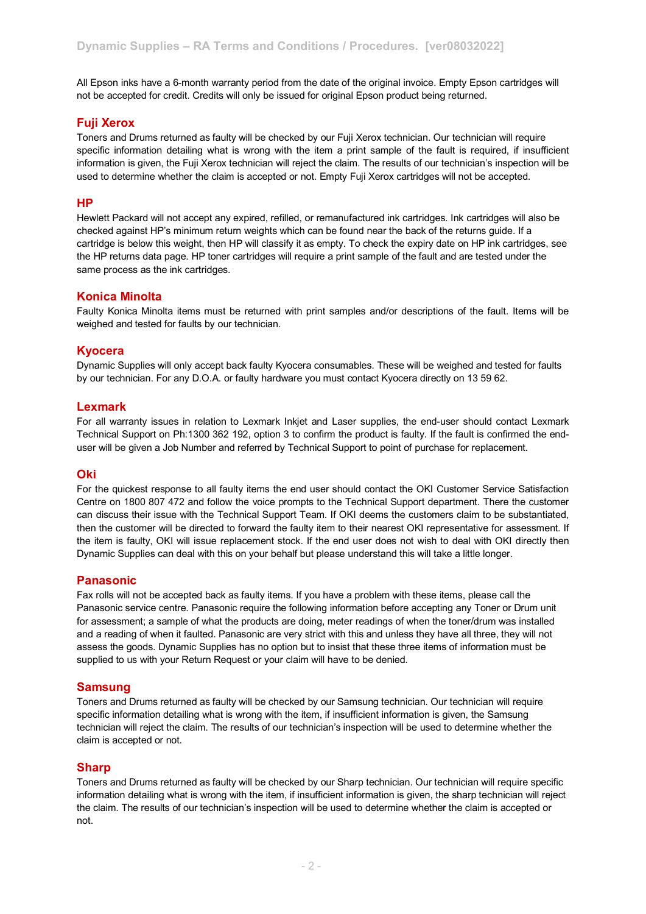All Epson inks have a 6-month warranty period from the date of the original invoice. Empty Epson cartridges will not be accepted for credit. Credits will only be issued for original Epson product being returned.

## Fuji Xerox

Toners and Drums returned as faulty will be checked by our Fuji Xerox technician. Our technician will require specific information detailing what is wrong with the item a print sample of the fault is required, if insufficient information is given, the Fuji Xerox technician will reject the claim. The results of our technician's inspection will be used to determine whether the claim is accepted or not. Empty Fuji Xerox cartridges will not be accepted.

## HP

Hewlett Packard will not accept any expired, refilled, or remanufactured ink cartridges. Ink cartridges will also be checked against HP's minimum return weights which can be found near the back of the returns guide. If a cartridge is below this weight, then HP will classify it as empty. To check the expiry date on HP ink cartridges, see the HP returns data page. HP toner cartridges will require a print sample of the fault and are tested under the same process as the ink cartridges.

## Konica Minolta

Faulty Konica Minolta items must be returned with print samples and/or descriptions of the fault. Items will be weighed and tested for faults by our technician.

## Kyocera

Dynamic Supplies will only accept back faulty Kyocera consumables. These will be weighed and tested for faults by our technician. For any D.O.A. or faulty hardware you must contact Kyocera directly on 13 59 62.

## Lexmark

For all warranty issues in relation to Lexmark Inkjet and Laser supplies, the end-user should contact Lexmark Technical Support on Ph:1300 362 192, option 3 to confirm the product is faulty. If the fault is confirmed the end-user will be given a Job Number and referred by Technical Support to point of purchase for replacement.

## Oki

For the quickest response to all faulty items the end user should contact the OKI Customer Service Satisfaction Centre on 1800 807 472 and follow the voice prompts to the Technical Support department. There the customer can discuss their issue with the Technical Support Team. If OKI deems the customers claim to be substantiated, then the customer will be directed to forward the faulty item to their nearest OKI representative for assessment. If the item is faulty, OKI will issue replacement stock. If the end user does not wish to deal with OKI directly then Dynamic Supplies can deal with this on your behalf but please understand this will take a little longer.

## Panasonic

Fax rolls will not be accepted back as faulty items. If you have a problem with these items, please call the Panasonic service centre. Panasonic require the following information before accepting any Toner or Drum unit for assessment; a sample of what the products are doing, meter readings of when the toner/drum was installed and a reading of when it faulted. Panasonic are very strict with this and unless they have all three, they will not assess the goods. Dynamic Supplies has no option but to insist that these three items of information must be supplied to us with your Return Request or your claim will have to be denied.

## Samsung

Toners and Drums returned as faulty will be checked by our Samsung technician. Our technician will require specific information detailing what is wrong with the item, if insufficient information is given, the Samsung technician will reject the claim. The results of our technician's inspection will be used to determine whether the claim is accepted or not.

## Sharp

Toners and Drums returned as faulty will be checked by our Sharp technician. Our technician will require specific information detailing what is wrong with the item, if insufficient information is given, the sharp technician will reject the claim. The results of our technician's inspection will be used to determine whether the claim is accepted or not.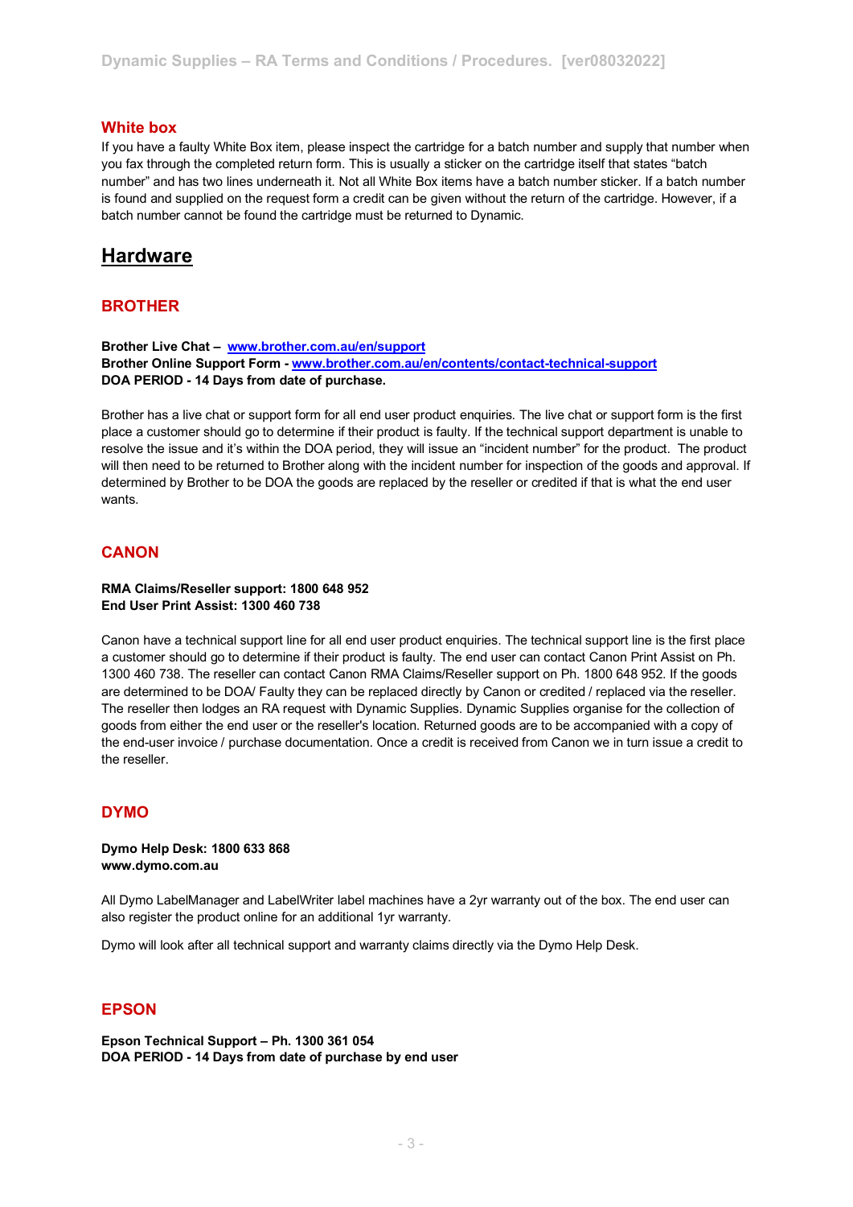### White box

If you have a faulty White Box item, please inspect the cartridge for a batch number and supply that number when you fax through the completed return form. This is usually a sticker on the cartridge itself that states "batch number" and has two lines underneath it. Not all White Box items have a batch number sticker. If a batch number is found and supplied on the request form a credit can be given without the return of the cartridge. However, if a batch number cannot be found the cartridge must be returned to Dynamic.

## Hardware

### BROTHER

**Brother Live Chat – [www.brother.com.au/en/support](www.brother.com.au/en/support)**
**Brother Online Support Form - [www.brother.com.au/en/contents/contact-technical-support](www.brother.com.au/en/contents/contact-technical-support)**
**DOA PERIOD - 14 Days from date of purchase.**

Brother has a live chat or support form for all end user product enquiries. The live chat or support form is the first place a customer should go to determine if their product is faulty. If the technical support department is unable to resolve the issue and it's within the DOA period, they will issue an "incident number" for the product. The product will then need to be returned to Brother along with the incident number for inspection of the goods and approval. If determined by Brother to be DOA the goods are replaced by the reseller or credited if that is what the end user wants.

### CANON

**RMA Claims/Reseller support: 1800 648 952**
**End User Print Assist: 1300 460 738**

Canon have a technical support line for all end user product enquiries. The technical support line is the first place a customer should go to determine if their product is faulty. The end user can contact Canon Print Assist on Ph. 1300 460 738. The reseller can contact Canon RMA Claims/Reseller support on Ph. 1800 648 952. If the goods are determined to be DOA/ Faulty they can be replaced directly by Canon or credited / replaced via the reseller. The reseller then lodges an RA request with Dynamic Supplies. Dynamic Supplies organise for the collection of goods from either the end user or the reseller's location. Returned goods are to be accompanied with a copy of the end-user invoice / purchase documentation. Once a credit is received from Canon we in turn issue a credit to the reseller.

### DYMO

**Dymo Help Desk: 1800 633 868**
**www.dymo.com.au**

All Dymo LabelManager and LabelWriter label machines have a 2yr warranty out of the box. The end user can also register the product online for an additional 1yr warranty.

Dymo will look after all technical support and warranty claims directly via the Dymo Help Desk.

### EPSON

**Epson Technical Support – Ph. 1300 361 054**
**DOA PERIOD - 14 Days from date of purchase by end user**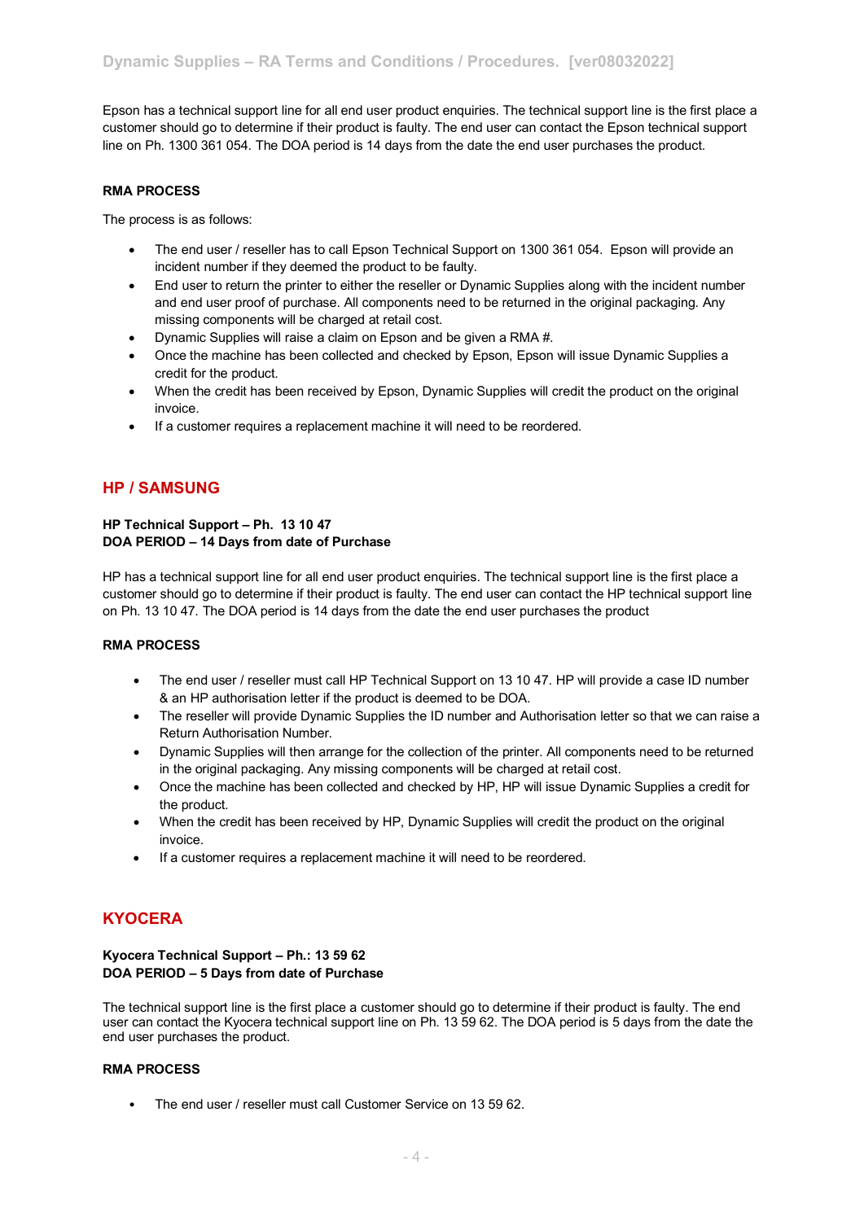Epson has a technical support line for all end user product enquiries. The technical support line is the first place a customer should go to determine if their product is faulty. The end user can contact the Epson technical support line on Ph. 1300 361 054. The DOA period is 14 days from the date the end user purchases the product.

**RMA PROCESS**

The process is as follows:

- The end user / reseller has to call Epson Technical Support on 1300 361 054. Epson will provide an incident number if they deemed the product to be faulty.
- End user to return the printer to either the reseller or Dynamic Supplies along with the incident number and end user proof of purchase. All components need to be returned in the original packaging. Any missing components will be charged at retail cost.
- Dynamic Supplies will raise a claim on Epson and be given a RMA #.
- Once the machine has been collected and checked by Epson, Epson will issue Dynamic Supplies a credit for the product.
- When the credit has been received by Epson, Dynamic Supplies will credit the product on the original invoice.
- If a customer requires a replacement machine it will need to be reordered.

## HP / SAMSUNG

**HP Technical Support – Ph. 13 10 47**
**DOA PERIOD – 14 Days from date of Purchase**

HP has a technical support line for all end user product enquiries. The technical support line is the first place a customer should go to determine if their product is faulty. The end user can contact the HP technical support line on Ph. 13 10 47. The DOA period is 14 days from the date the end user purchases the product

**RMA PROCESS**

- The end user / reseller must call HP Technical Support on 13 10 47. HP will provide a case ID number & an HP authorisation letter if the product is deemed to be DOA.
- The reseller will provide Dynamic Supplies the ID number and Authorisation letter so that we can raise a Return Authorisation Number.
- Dynamic Supplies will then arrange for the collection of the printer. All components need to be returned in the original packaging. Any missing components will be charged at retail cost.
- Once the machine has been collected and checked by HP, HP will issue Dynamic Supplies a credit for the product.
- When the credit has been received by HP, Dynamic Supplies will credit the product on the original invoice.
- If a customer requires a replacement machine it will need to be reordered.

## KYOCERA

**Kyocera Technical Support – Ph.: 13 59 62**
**DOA PERIOD – 5 Days from date of Purchase**

The technical support line is the first place a customer should go to determine if their product is faulty. The end user can contact the Kyocera technical support line on Ph. 13 59 62. The DOA period is 5 days from the date the end user purchases the product.

**RMA PROCESS**

- The end user / reseller must call Customer Service on 13 59 62.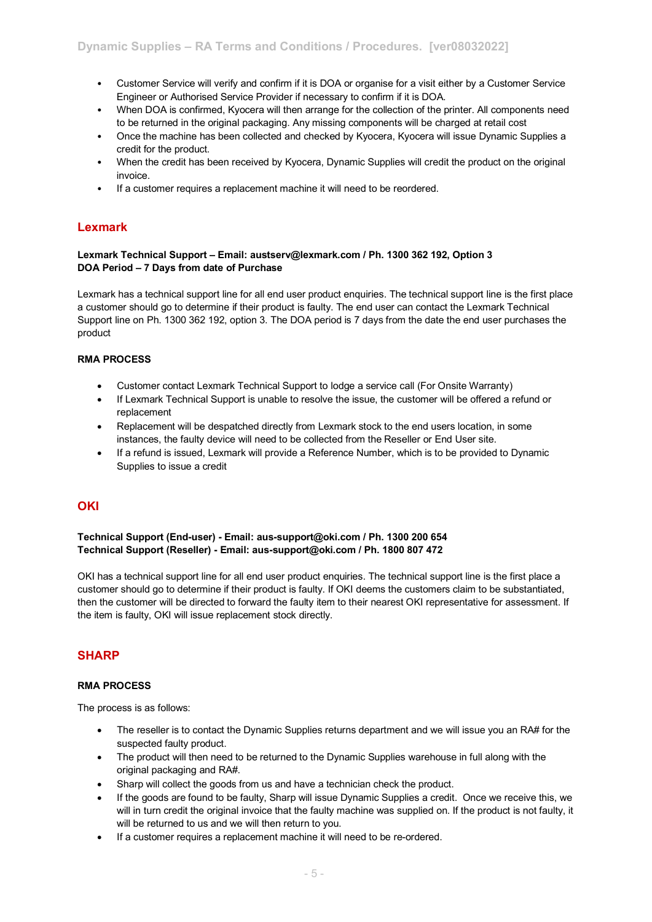- Customer Service will verify and confirm if it is DOA or organise for a visit either by a Customer Service Engineer or Authorised Service Provider if necessary to confirm if it is DOA.
- When DOA is confirmed, Kyocera will then arrange for the collection of the printer. All components need to be returned in the original packaging. Any missing components will be charged at retail cost
- Once the machine has been collected and checked by Kyocera, Kyocera will issue Dynamic Supplies a credit for the product.
- When the credit has been received by Kyocera, Dynamic Supplies will credit the product on the original invoice.
- If a customer requires a replacement machine it will need to be reordered.

## Lexmark

**Lexmark Technical Support – Email: austserv@lexmark.com / Ph. 1300 362 192, Option 3**
**DOA Period – 7 Days from date of Purchase**

Lexmark has a technical support line for all end user product enquiries. The technical support line is the first place a customer should go to determine if their product is faulty. The end user can contact the Lexmark Technical Support line on Ph. 1300 362 192, option 3. The DOA period is 7 days from the date the end user purchases the product

**RMA PROCESS**

- Customer contact Lexmark Technical Support to lodge a service call (For Onsite Warranty)
- If Lexmark Technical Support is unable to resolve the issue, the customer will be offered a refund or replacement
- Replacement will be despatched directly from Lexmark stock to the end users location, in some instances, the faulty device will need to be collected from the Reseller or End User site.
- If a refund is issued, Lexmark will provide a Reference Number, which is to be provided to Dynamic Supplies to issue a credit

## OKI

**Technical Support (End-user) - Email: aus-support@oki.com / Ph. 1300 200 654**
**Technical Support (Reseller) - Email: aus-support@oki.com / Ph. 1800 807 472**

OKI has a technical support line for all end user product enquiries. The technical support line is the first place a customer should go to determine if their product is faulty. If OKI deems the customers claim to be substantiated, then the customer will be directed to forward the faulty item to their nearest OKI representative for assessment. If the item is faulty, OKI will issue replacement stock directly.

## SHARP

**RMA PROCESS**

The process is as follows:

- The reseller is to contact the Dynamic Supplies returns department and we will issue you an RA# for the suspected faulty product.
- The product will then need to be returned to the Dynamic Supplies warehouse in full along with the original packaging and RA#.
- Sharp will collect the goods from us and have a technician check the product.
- If the goods are found to be faulty, Sharp will issue Dynamic Supplies a credit. Once we receive this, we will in turn credit the original invoice that the faulty machine was supplied on. If the product is not faulty, it will be returned to us and we will then return to you.
- If a customer requires a replacement machine it will need to be re-ordered.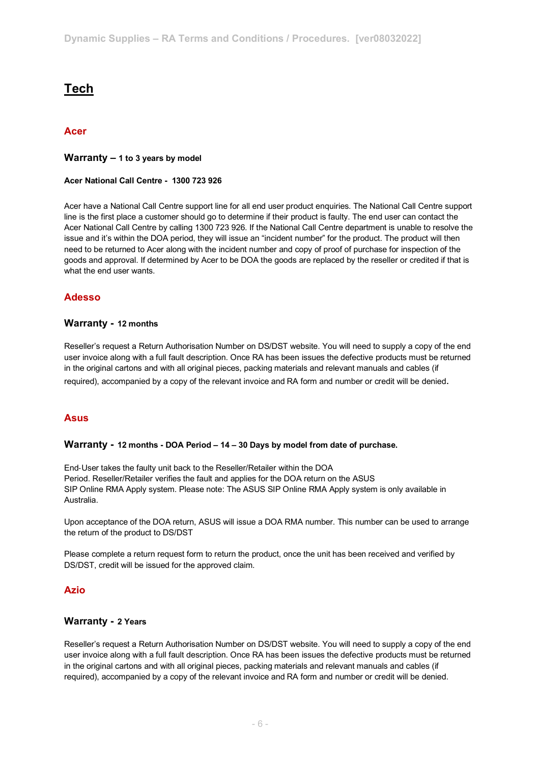# Tech

## Acer

### Warranty – 1 to 3 years by model

**Acer National Call Centre - 1300 723 926**

Acer have a National Call Centre support line for all end user product enquiries. The National Call Centre support line is the first place a customer should go to determine if their product is faulty. The end user can contact the Acer National Call Centre by calling 1300 723 926. If the National Call Centre department is unable to resolve the issue and it's within the DOA period, they will issue an "incident number" for the product. The product will then need to be returned to Acer along with the incident number and copy of proof of purchase for inspection of the goods and approval. If determined by Acer to be DOA the goods are replaced by the reseller or credited if that is what the end user wants.

## Adesso

### Warranty - 12 months

Reseller's request a Return Authorisation Number on DS/DST website. You will need to supply a copy of the end user invoice along with a full fault description. Once RA has been issues the defective products must be returned in the original cartons and with all original pieces, packing materials and relevant manuals and cables (if required), accompanied by a copy of the relevant invoice and RA form and number or credit will be denied.

## Asus

### Warranty - 12 months - DOA Period – 14 – 30 Days by model from date of purchase.

End-User takes the faulty unit back to the Reseller/Retailer within the DOA Period. Reseller/Retailer verifies the fault and applies for the DOA return on the ASUS SIP Online RMA Apply system. Please note: The ASUS SIP Online RMA Apply system is only available in Australia.

Upon acceptance of the DOA return, ASUS will issue a DOA RMA number. This number can be used to arrange the return of the product to DS/DST

Please complete a return request form to return the product, once the unit has been received and verified by DS/DST, credit will be issued for the approved claim.

## Azio

### Warranty - 2 Years

Reseller's request a Return Authorisation Number on DS/DST website. You will need to supply a copy of the end user invoice along with a full fault description. Once RA has been issues the defective products must be returned in the original cartons and with all original pieces, packing materials and relevant manuals and cables (if required), accompanied by a copy of the relevant invoice and RA form and number or credit will be denied.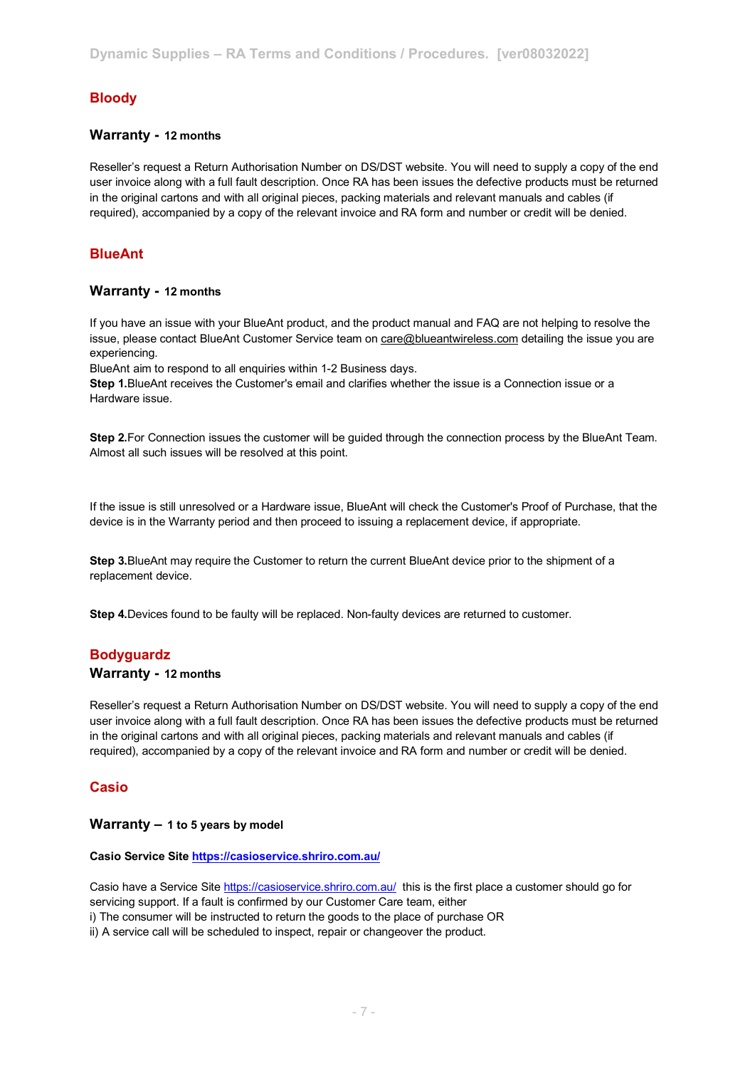## Bloody

### Warranty - 12 months

Reseller's request a Return Authorisation Number on DS/DST website. You will need to supply a copy of the end user invoice along with a full fault description. Once RA has been issues the defective products must be returned in the original cartons and with all original pieces, packing materials and relevant manuals and cables (if required), accompanied by a copy of the relevant invoice and RA form and number or credit will be denied.

## BlueAnt

### Warranty - 12 months

If you have an issue with your BlueAnt product, and the product manual and FAQ are not helping to resolve the issue, please contact BlueAnt Customer Service team on care@blueantwireless.com detailing the issue you are experiencing.

BlueAnt aim to respond to all enquiries within 1-2 Business days.

**Step 1.**BlueAnt receives the Customer's email and clarifies whether the issue is a Connection issue or a Hardware issue.

**Step 2.**For Connection issues the customer will be guided through the connection process by the BlueAnt Team. Almost all such issues will be resolved at this point.

If the issue is still unresolved or a Hardware issue, BlueAnt will check the Customer's Proof of Purchase, that the device is in the Warranty period and then proceed to issuing a replacement device, if appropriate.

**Step 3.**BlueAnt may require the Customer to return the current BlueAnt device prior to the shipment of a replacement device.

**Step 4.**Devices found to be faulty will be replaced. Non-faulty devices are returned to customer.

## Bodyguardz

### Warranty - 12 months

Reseller's request a Return Authorisation Number on DS/DST website. You will need to supply a copy of the end user invoice along with a full fault description. Once RA has been issues the defective products must be returned in the original cartons and with all original pieces, packing materials and relevant manuals and cables (if required), accompanied by a copy of the relevant invoice and RA form and number or credit will be denied.

## Casio

### Warranty – 1 to 5 years by model

**Casio Service Site https://casioservice.shriro.com.au/**

Casio have a Service Site https://casioservice.shriro.com.au/ this is the first place a customer should go for servicing support. If a fault is confirmed by our Customer Care team, either

i) The consumer will be instructed to return the goods to the place of purchase OR

ii) A service call will be scheduled to inspect, repair or changeover the product.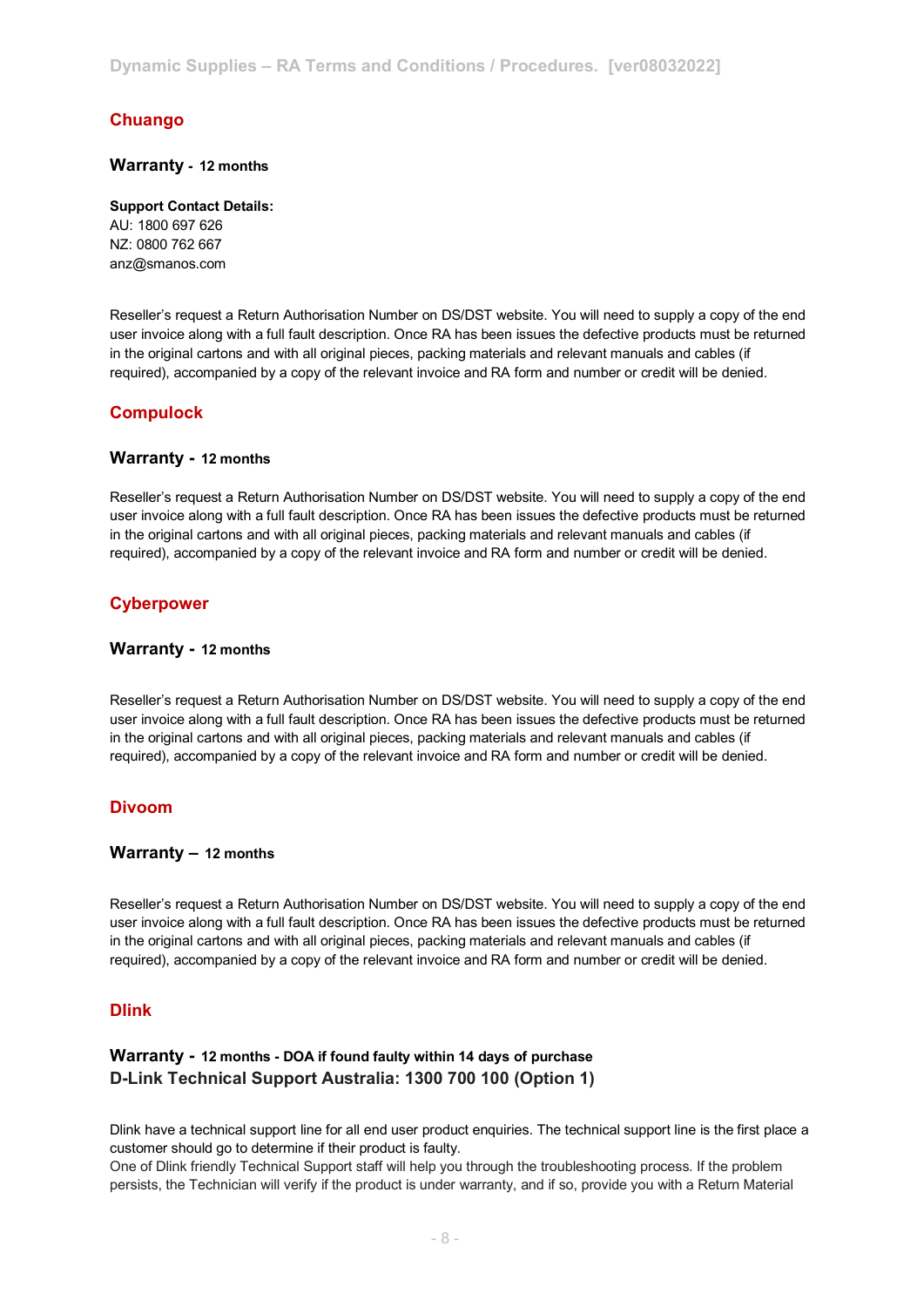## Chuango

### Warranty - 12 months

**Support Contact Details:**
AU: 1800 697 626
NZ: 0800 762 667
anz@smanos.com

Reseller's request a Return Authorisation Number on DS/DST website. You will need to supply a copy of the end user invoice along with a full fault description. Once RA has been issues the defective products must be returned in the original cartons and with all original pieces, packing materials and relevant manuals and cables (if required), accompanied by a copy of the relevant invoice and RA form and number or credit will be denied.

## Compulock

### Warranty - 12 months

Reseller's request a Return Authorisation Number on DS/DST website. You will need to supply a copy of the end user invoice along with a full fault description. Once RA has been issues the defective products must be returned in the original cartons and with all original pieces, packing materials and relevant manuals and cables (if required), accompanied by a copy of the relevant invoice and RA form and number or credit will be denied.

## Cyberpower

### Warranty - 12 months

Reseller's request a Return Authorisation Number on DS/DST website. You will need to supply a copy of the end user invoice along with a full fault description. Once RA has been issues the defective products must be returned in the original cartons and with all original pieces, packing materials and relevant manuals and cables (if required), accompanied by a copy of the relevant invoice and RA form and number or credit will be denied.

## Divoom

### Warranty – 12 months

Reseller's request a Return Authorisation Number on DS/DST website. You will need to supply a copy of the end user invoice along with a full fault description. Once RA has been issues the defective products must be returned in the original cartons and with all original pieces, packing materials and relevant manuals and cables (if required), accompanied by a copy of the relevant invoice and RA form and number or credit will be denied.

## Dlink

### Warranty - 12 months - DOA if found faulty within 14 days of purchase

**D-Link Technical Support Australia: 1300 700 100 (Option 1)**

Dlink have a technical support line for all end user product enquiries. The technical support line is the first place a customer should go to determine if their product is faulty.
One of Dlink friendly Technical Support staff will help you through the troubleshooting process. If the problem persists, the Technician will verify if the product is under warranty, and if so, provide you with a Return Material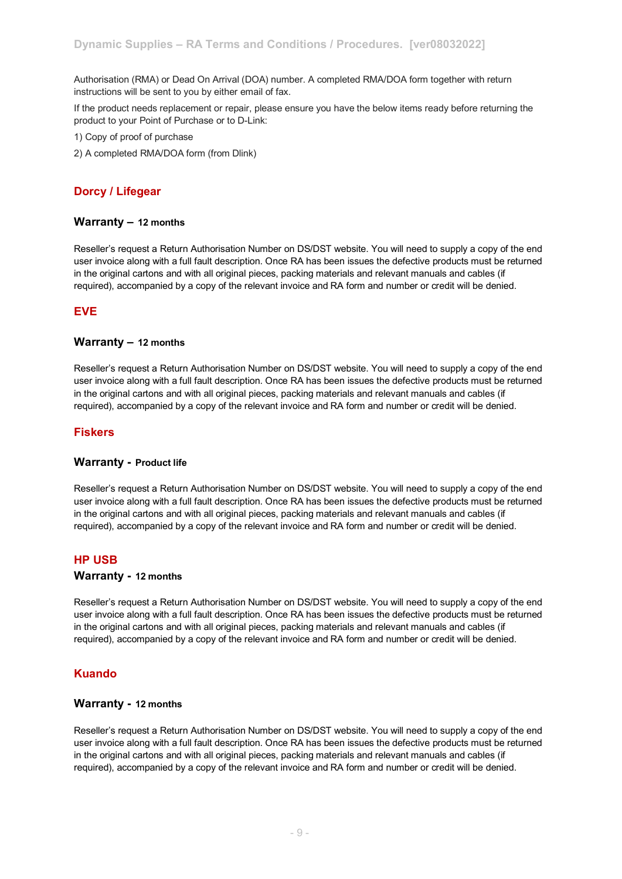Authorisation (RMA) or Dead On Arrival (DOA) number. A completed RMA/DOA form together with return instructions will be sent to you by either email of fax.

If the product needs replacement or repair, please ensure you have the below items ready before returning the product to your Point of Purchase or to D-Link:

1) Copy of proof of purchase

2) A completed RMA/DOA form (from Dlink)

## Dorcy / Lifegear

### Warranty – 12 months

Reseller's request a Return Authorisation Number on DS/DST website. You will need to supply a copy of the end user invoice along with a full fault description. Once RA has been issues the defective products must be returned in the original cartons and with all original pieces, packing materials and relevant manuals and cables (if required), accompanied by a copy of the relevant invoice and RA form and number or credit will be denied.

## EVE

### Warranty – 12 months

Reseller's request a Return Authorisation Number on DS/DST website. You will need to supply a copy of the end user invoice along with a full fault description. Once RA has been issues the defective products must be returned in the original cartons and with all original pieces, packing materials and relevant manuals and cables (if required), accompanied by a copy of the relevant invoice and RA form and number or credit will be denied.

## Fiskers

### Warranty - Product life

Reseller's request a Return Authorisation Number on DS/DST website. You will need to supply a copy of the end user invoice along with a full fault description. Once RA has been issues the defective products must be returned in the original cartons and with all original pieces, packing materials and relevant manuals and cables (if required), accompanied by a copy of the relevant invoice and RA form and number or credit will be denied.

## HP USB

### Warranty - 12 months

Reseller's request a Return Authorisation Number on DS/DST website. You will need to supply a copy of the end user invoice along with a full fault description. Once RA has been issues the defective products must be returned in the original cartons and with all original pieces, packing materials and relevant manuals and cables (if required), accompanied by a copy of the relevant invoice and RA form and number or credit will be denied.

## Kuando

### Warranty - 12 months

Reseller's request a Return Authorisation Number on DS/DST website. You will need to supply a copy of the end user invoice along with a full fault description. Once RA has been issues the defective products must be returned in the original cartons and with all original pieces, packing materials and relevant manuals and cables (if required), accompanied by a copy of the relevant invoice and RA form and number or credit will be denied.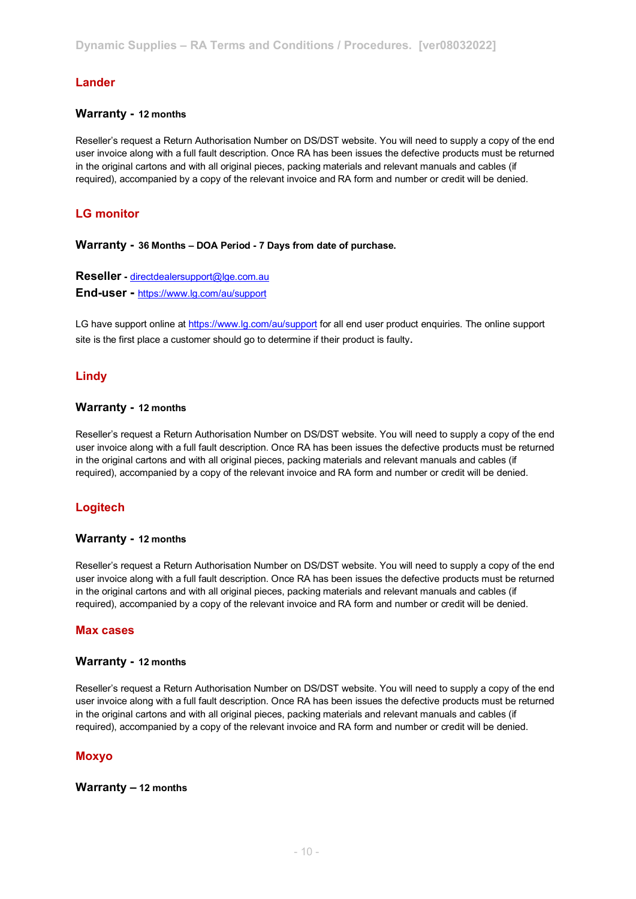## Lander

**Warranty - 12 months**

Reseller's request a Return Authorisation Number on DS/DST website. You will need to supply a copy of the end user invoice along with a full fault description. Once RA has been issues the defective products must be returned in the original cartons and with all original pieces, packing materials and relevant manuals and cables (if required), accompanied by a copy of the relevant invoice and RA form and number or credit will be denied.

## LG monitor

**Warranty - 36 Months – DOA Period - 7 Days from date of purchase.**

**Reseller -** directdealersupport@lge.com.au
**End-user -** https://www.lg.com/au/support

LG have support online at https://www.lg.com/au/support for all end user product enquiries. The online support site is the first place a customer should go to determine if their product is faulty.

## Lindy

**Warranty - 12 months**

Reseller's request a Return Authorisation Number on DS/DST website. You will need to supply a copy of the end user invoice along with a full fault description. Once RA has been issues the defective products must be returned in the original cartons and with all original pieces, packing materials and relevant manuals and cables (if required), accompanied by a copy of the relevant invoice and RA form and number or credit will be denied.

## Logitech

**Warranty - 12 months**

Reseller's request a Return Authorisation Number on DS/DST website. You will need to supply a copy of the end user invoice along with a full fault description. Once RA has been issues the defective products must be returned in the original cartons and with all original pieces, packing materials and relevant manuals and cables (if required), accompanied by a copy of the relevant invoice and RA form and number or credit will be denied.

## Max cases

**Warranty - 12 months**

Reseller's request a Return Authorisation Number on DS/DST website. You will need to supply a copy of the end user invoice along with a full fault description. Once RA has been issues the defective products must be returned in the original cartons and with all original pieces, packing materials and relevant manuals and cables (if required), accompanied by a copy of the relevant invoice and RA form and number or credit will be denied.

## Moxyo

**Warranty – 12 months**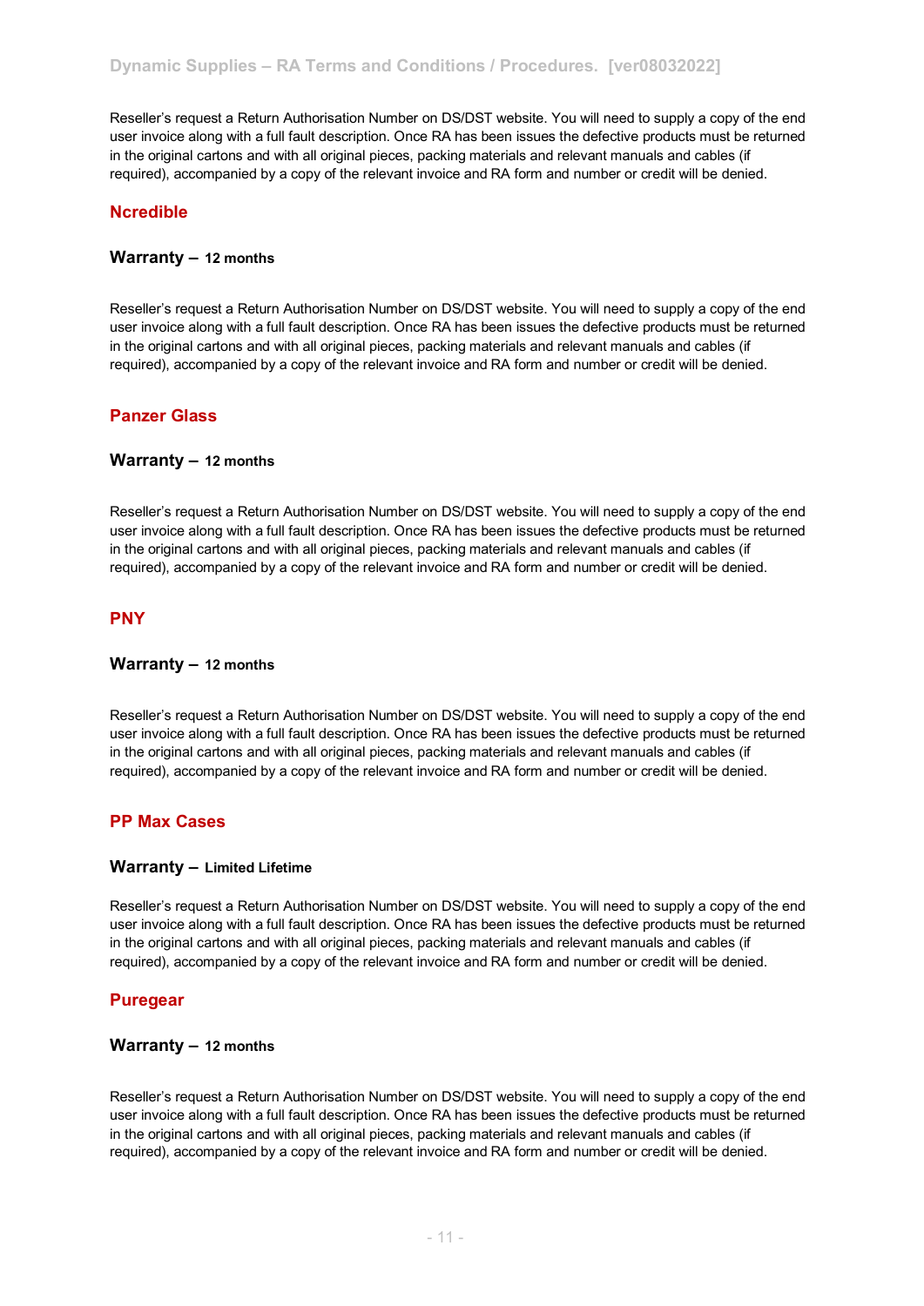Reseller's request a Return Authorisation Number on DS/DST website. You will need to supply a copy of the end user invoice along with a full fault description. Once RA has been issues the defective products must be returned in the original cartons and with all original pieces, packing materials and relevant manuals and cables (if required), accompanied by a copy of the relevant invoice and RA form and number or credit will be denied.

## Ncredible

### Warranty – 12 months

Reseller's request a Return Authorisation Number on DS/DST website. You will need to supply a copy of the end user invoice along with a full fault description. Once RA has been issues the defective products must be returned in the original cartons and with all original pieces, packing materials and relevant manuals and cables (if required), accompanied by a copy of the relevant invoice and RA form and number or credit will be denied.

## Panzer Glass

### Warranty – 12 months

Reseller's request a Return Authorisation Number on DS/DST website. You will need to supply a copy of the end user invoice along with a full fault description. Once RA has been issues the defective products must be returned in the original cartons and with all original pieces, packing materials and relevant manuals and cables (if required), accompanied by a copy of the relevant invoice and RA form and number or credit will be denied.

## PNY

### Warranty – 12 months

Reseller's request a Return Authorisation Number on DS/DST website. You will need to supply a copy of the end user invoice along with a full fault description. Once RA has been issues the defective products must be returned in the original cartons and with all original pieces, packing materials and relevant manuals and cables (if required), accompanied by a copy of the relevant invoice and RA form and number or credit will be denied.

## PP Max Cases

### Warranty – Limited Lifetime

Reseller's request a Return Authorisation Number on DS/DST website. You will need to supply a copy of the end user invoice along with a full fault description. Once RA has been issues the defective products must be returned in the original cartons and with all original pieces, packing materials and relevant manuals and cables (if required), accompanied by a copy of the relevant invoice and RA form and number or credit will be denied.

## Puregear

### Warranty – 12 months

Reseller's request a Return Authorisation Number on DS/DST website. You will need to supply a copy of the end user invoice along with a full fault description. Once RA has been issues the defective products must be returned in the original cartons and with all original pieces, packing materials and relevant manuals and cables (if required), accompanied by a copy of the relevant invoice and RA form and number or credit will be denied.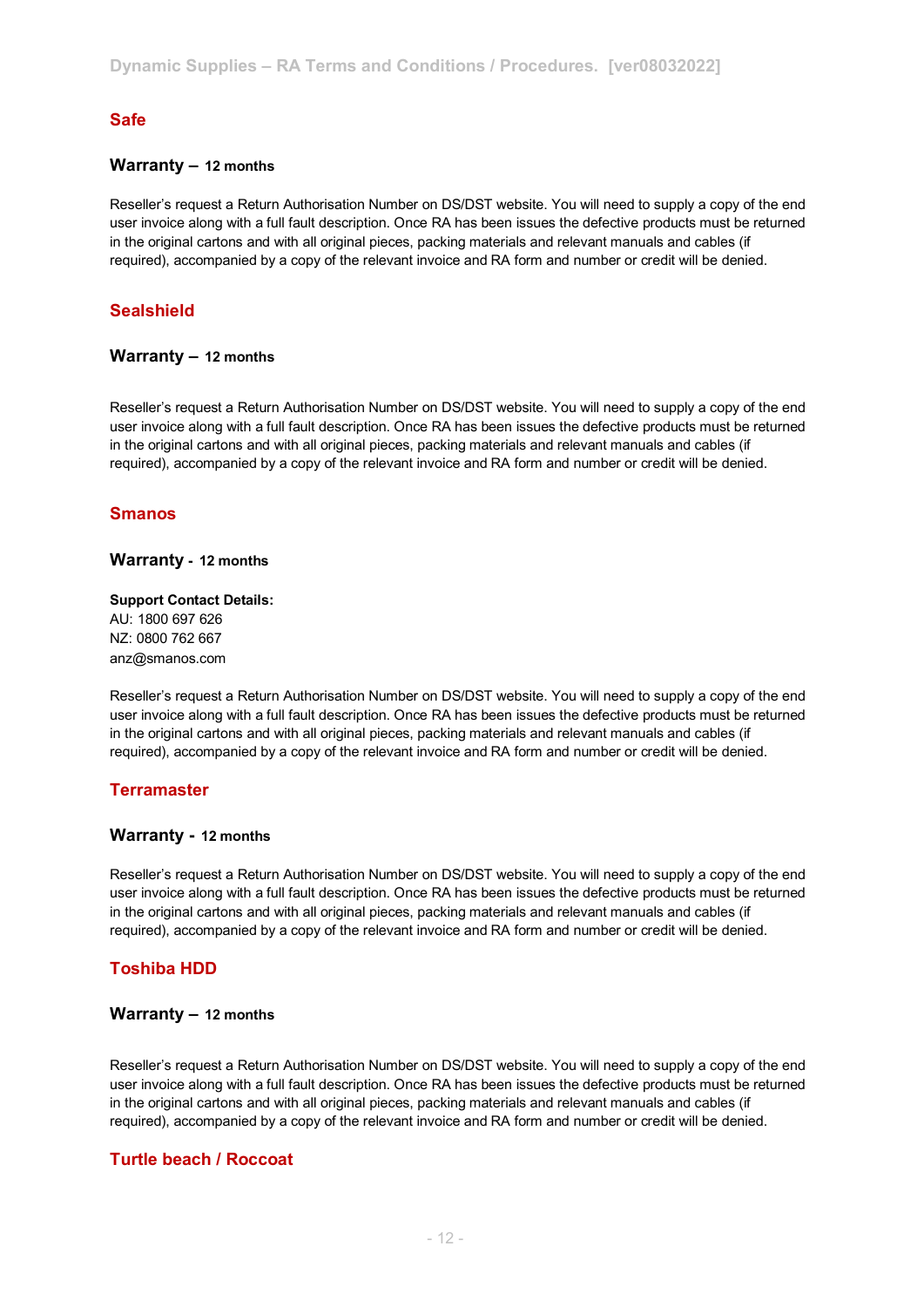## Safe

### Warranty – 12 months

Reseller's request a Return Authorisation Number on DS/DST website. You will need to supply a copy of the end user invoice along with a full fault description. Once RA has been issues the defective products must be returned in the original cartons and with all original pieces, packing materials and relevant manuals and cables (if required), accompanied by a copy of the relevant invoice and RA form and number or credit will be denied.

## Sealshield

### Warranty – 12 months

Reseller's request a Return Authorisation Number on DS/DST website. You will need to supply a copy of the end user invoice along with a full fault description. Once RA has been issues the defective products must be returned in the original cartons and with all original pieces, packing materials and relevant manuals and cables (if required), accompanied by a copy of the relevant invoice and RA form and number or credit will be denied.

## Smanos

### Warranty - 12 months

**Support Contact Details:**
AU: 1800 697 626
NZ: 0800 762 667
anz@smanos.com

Reseller's request a Return Authorisation Number on DS/DST website. You will need to supply a copy of the end user invoice along with a full fault description. Once RA has been issues the defective products must be returned in the original cartons and with all original pieces, packing materials and relevant manuals and cables (if required), accompanied by a copy of the relevant invoice and RA form and number or credit will be denied.

## Terramaster

### Warranty - 12 months

Reseller's request a Return Authorisation Number on DS/DST website. You will need to supply a copy of the end user invoice along with a full fault description. Once RA has been issues the defective products must be returned in the original cartons and with all original pieces, packing materials and relevant manuals and cables (if required), accompanied by a copy of the relevant invoice and RA form and number or credit will be denied.

## Toshiba HDD

### Warranty – 12 months

Reseller's request a Return Authorisation Number on DS/DST website. You will need to supply a copy of the end user invoice along with a full fault description. Once RA has been issues the defective products must be returned in the original cartons and with all original pieces, packing materials and relevant manuals and cables (if required), accompanied by a copy of the relevant invoice and RA form and number or credit will be denied.

## Turtle beach / Roccoat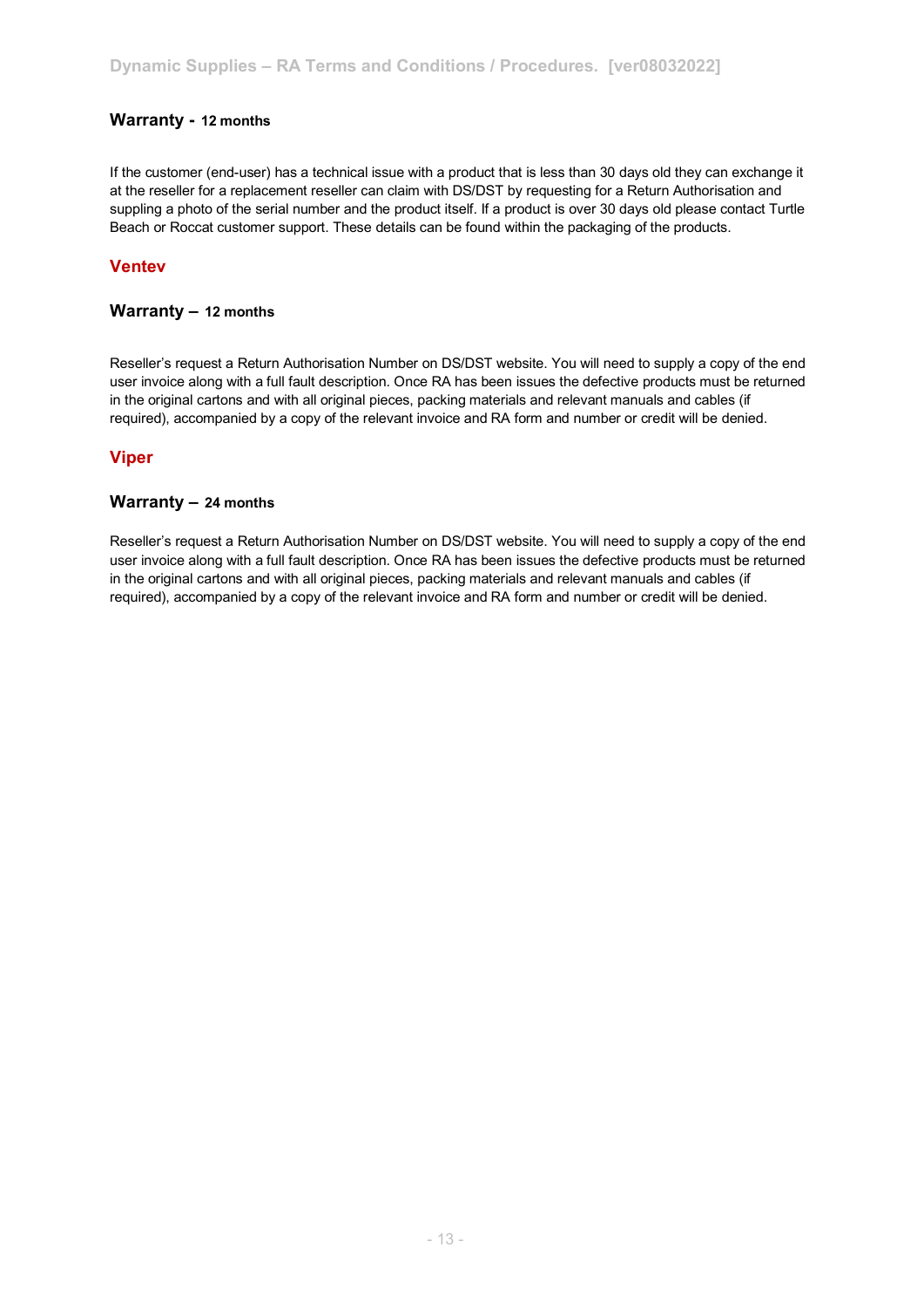### Warranty - 12 months

If the customer (end-user) has a technical issue with a product that is less than 30 days old they can exchange it at the reseller for a replacement reseller can claim with DS/DST by requesting for a Return Authorisation and suppling a photo of the serial number and the product itself. If a product is over 30 days old please contact Turtle Beach or Roccat customer support. These details can be found within the packaging of the products.

## Ventev

### Warranty – 12 months

Reseller's request a Return Authorisation Number on DS/DST website. You will need to supply a copy of the end user invoice along with a full fault description. Once RA has been issues the defective products must be returned in the original cartons and with all original pieces, packing materials and relevant manuals and cables (if required), accompanied by a copy of the relevant invoice and RA form and number or credit will be denied.

## Viper

### Warranty – 24 months

Reseller's request a Return Authorisation Number on DS/DST website. You will need to supply a copy of the end user invoice along with a full fault description. Once RA has been issues the defective products must be returned in the original cartons and with all original pieces, packing materials and relevant manuals and cables (if required), accompanied by a copy of the relevant invoice and RA form and number or credit will be denied.